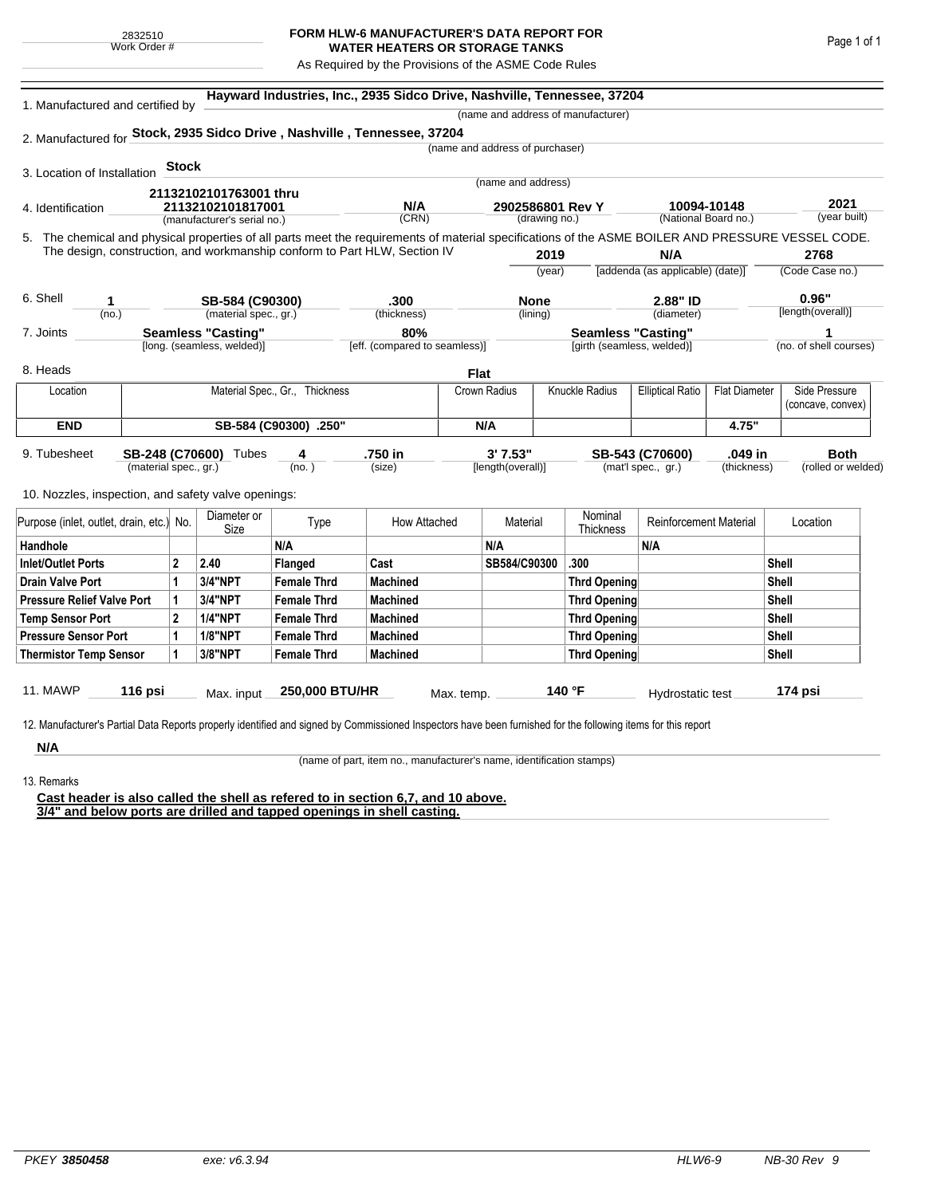2832510
Work Order #

# FORM HLW-6 MANUFACTURER'S DATA REPORT FOR WATER HEATERS OR STORAGE TANKS

As Required by the Provisions of the ASME Code Rules

1. Manufactured and certified by **Hayward Industries, Inc., 2935 Sidco Drive, Nashville, Tennessee, 37204**
(name and address of manufacturer)

2. Manufactured for **Stock, 2935 Sidco Drive , Nashville , Tennessee, 37204**
(name and address of purchaser)

3. Location of Installation **Stock**
(name and address)

4. Identification **21132102101763001 thru 21132102101817001** (manufacturer's serial no.) **N/A** (CRN) **2902586801 Rev Y** (drawing no.) **10094-10148** (National Board no.) **2021** (year built)

5. The chemical and physical properties of all parts meet the requirements of material specifications of the ASME BOILER AND PRESSURE VESSEL CODE. The design, construction, and workmanship conform to Part HLW, Section IV **2019** (year) **N/A** [addenda (as applicable) (date)] **2768** (Code Case no.)

6. Shell **1** (no.) **SB-584 (C90300)** (material spec., gr.) **.300** (thickness) **None** (lining) **2.88" ID** (diameter) **0.96"** [length(overall)]

7. Joints **Seamless "Casting"** [long. (seamless, welded)] **80%** [eff. (compared to seamless)] **Seamless "Casting"** [girth (seamless, welded)] **1** (no. of shell courses)

8. Heads **Flat**

| Location | Material Spec., Gr., Thickness | Crown Radius | Knuckle Radius | Elliptical Ratio | Flat Diameter | Side Pressure (concave, convex) |
|---|---|---|---|---|---|---|
| **END** | **SB-584 (C90300) .250"** | **N/A** | | | **4.75"** | |

9. Tubesheet **SB-248 (C70600)** (material spec., gr.) Tubes **4** (no.) **.750 in** (size) **3' 7.53"** [length(overall)] **SB-543 (C70600)** (mat'l spec., gr.) **.049 in** (thickness) **Both** (rolled or welded)

10. Nozzles, inspection, and safety valve openings:

| Purpose (inlet, outlet, drain, etc.) | No. | Diameter or Size | Type | How Attached | Material | Nominal Thickness | Reinforcement Material | Location |
|---|---|---|---|---|---|---|---|---|
| **Handhole** | | | **N/A** | | **N/A** | | **N/A** | |
| **Inlet/Outlet Ports** | **2** | **2.40** | **Flanged** | **Cast** | **SB584/C90300** | **.300** | | **Shell** |
| **Drain Valve Port** | **1** | **3/4"NPT** | **Female Thrd** | **Machined** | | **Thrd Opening** | | **Shell** |
| **Pressure Relief Valve Port** | **1** | **3/4"NPT** | **Female Thrd** | **Machined** | | **Thrd Opening** | | **Shell** |
| **Temp Sensor Port** | **2** | **1/4"NPT** | **Female Thrd** | **Machined** | | **Thrd Opening** | | **Shell** |
| **Pressure Sensor Port** | **1** | **1/8"NPT** | **Female Thrd** | **Machined** | | **Thrd Opening** | | **Shell** |
| **Thermistor Temp Sensor** | **1** | **3/8"NPT** | **Female Thrd** | **Machined** | | **Thrd Opening** | | **Shell** |

11. MAWP **116 psi** Max. input **250,000 BTU/HR** Max. temp. **140 °F** Hydrostatic test **174 psi**

12. Manufacturer's Partial Data Reports properly identified and signed by Commissioned Inspectors have been furnished for the following items for this report

**N/A**
(name of part, item no., manufacturer's name, identification stamps)

13. Remarks

**Cast header is also called the shell as refered to in section 6,7, and 10 above.**
**3/4" and below ports are drilled and tapped openings in shell casting.**

PKEY **3850458** exe: v6.3.94 HLW6-9 NB-30 Rev 9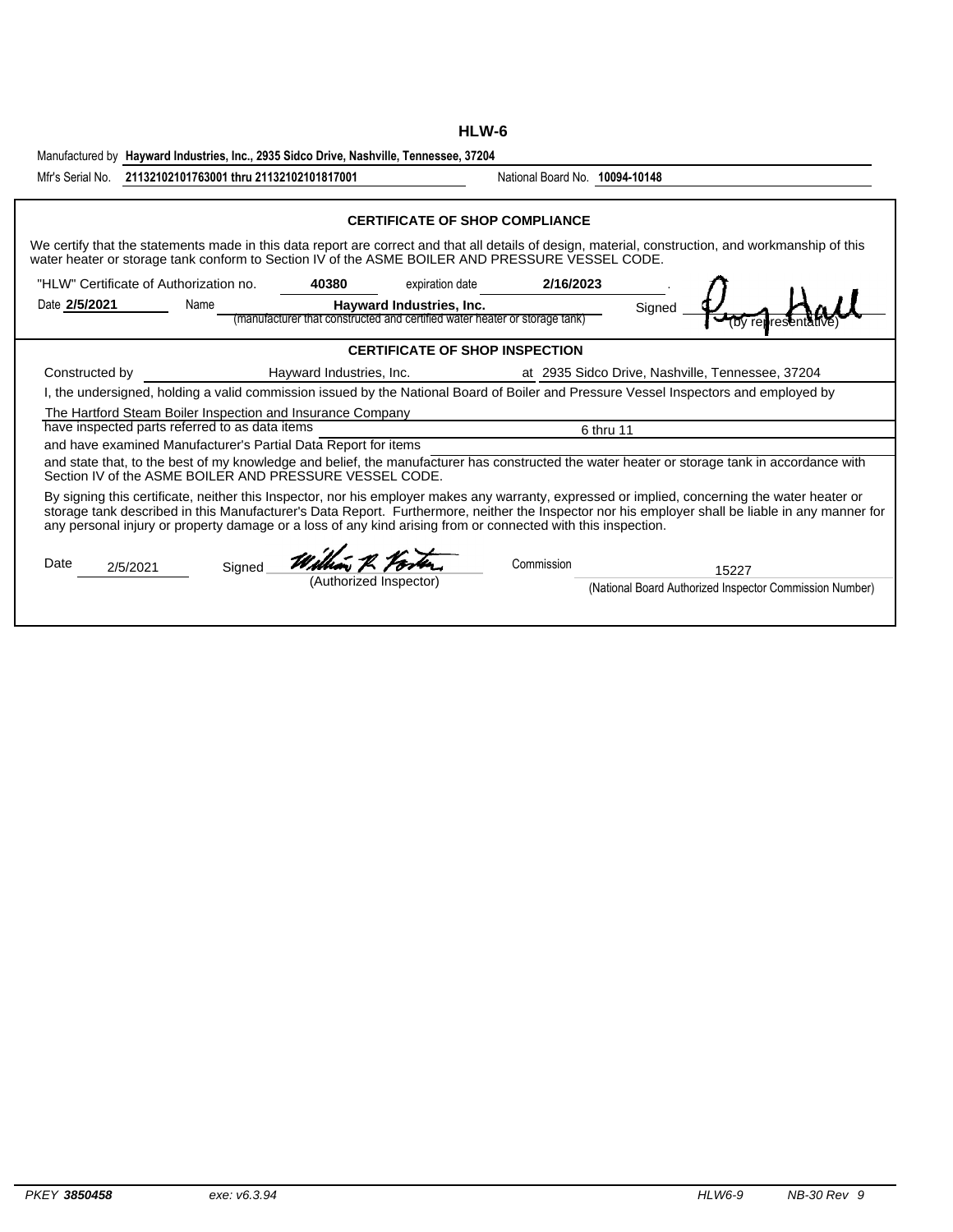# HLW-6

Manufactured by **Hayward Industries, Inc., 2935 Sidco Drive, Nashville, Tennessee, 37204**

Mfr's Serial No. **21132102101763001 thru 21132102101817001** National Board No. **10094-10148**

## CERTIFICATE OF SHOP COMPLIANCE

We certify that the statements made in this data report are correct and that all details of design, material, construction, and workmanship of this water heater or storage tank conform to Section IV of the ASME BOILER AND PRESSURE VESSEL CODE.

"HLW" Certificate of Authorization no. **40380** expiration date **2/16/2023**.

Date **2/5/2021** Name **Hayward Industries, Inc.** (manufacturer that constructed and certified water heater or storage tank) Signed _Perry Hall_ (by representative)

## CERTIFICATE OF SHOP INSPECTION

Constructed by Hayward Industries, Inc. at 2935 Sidco Drive, Nashville, Tennessee, 37204

I, the undersigned, holding a valid commission issued by the National Board of Boiler and Pressure Vessel Inspectors and employed by The Hartford Steam Boiler Inspection and Insurance Company have inspected parts referred to as data items 6 thru 11 and have examined Manufacturer's Partial Data Report for items

and state that, to the best of my knowledge and belief, the manufacturer has constructed the water heater or storage tank in accordance with Section IV of the ASME BOILER AND PRESSURE VESSEL CODE.

By signing this certificate, neither this Inspector, nor his employer makes any warranty, expressed or implied, concerning the water heater or storage tank described in this Manufacturer's Data Report. Furthermore, neither the Inspector nor his employer shall be liable in any manner for any personal injury or property damage or a loss of any kind arising from or connected with this inspection.

Date 2/5/2021 Signed _William R. Foster_ (Authorized Inspector) Commission 15227 (National Board Authorized Inspector Commission Number)

PKEY 3850458 exe: v6.3.94 HLW6-9 NB-30 Rev 9